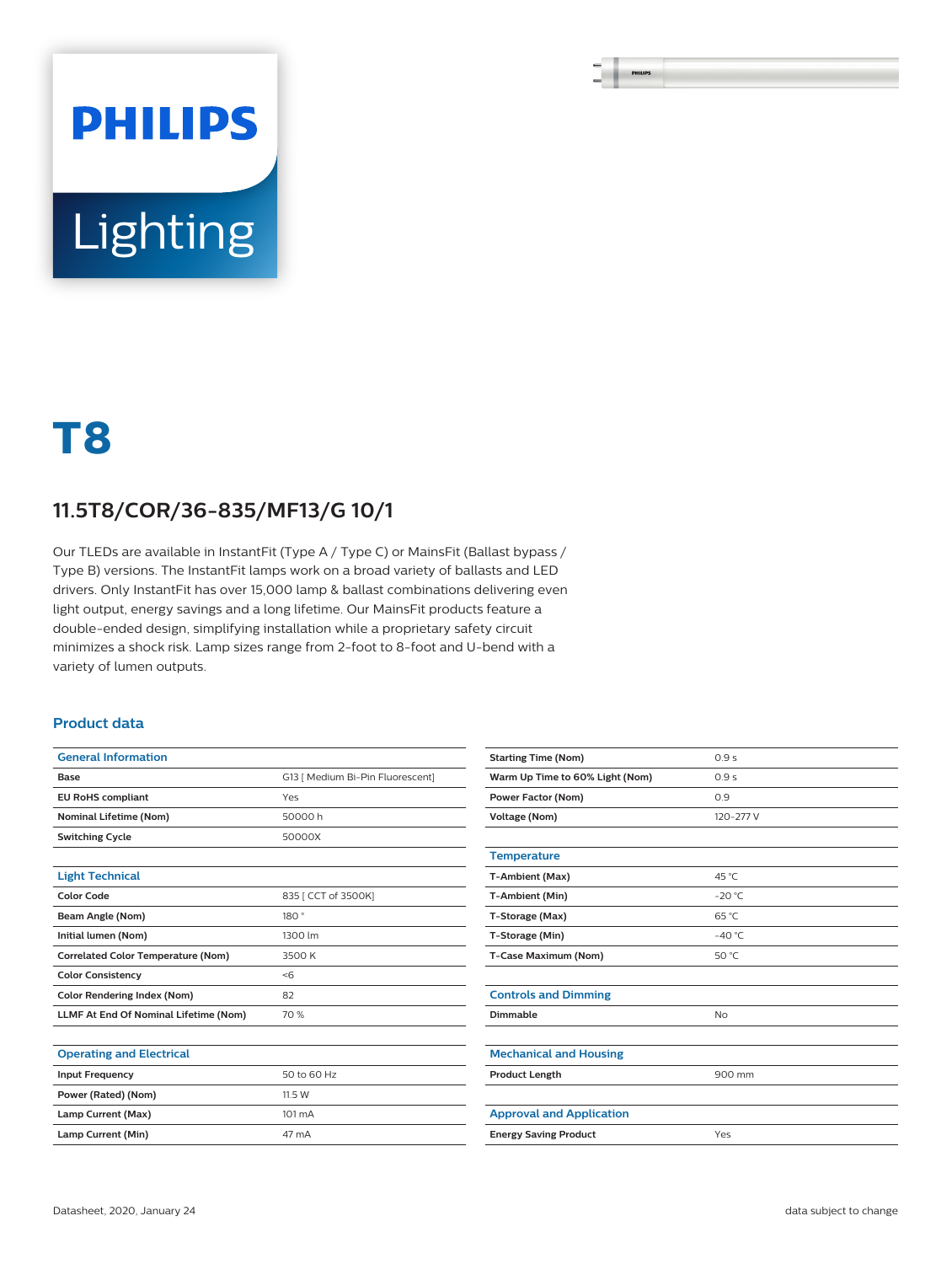# T8

## 11.5T8/COR/36-835/MF13/G 10/1

Our TLEDs are available in InstantFit (Type A / Type C) or MainsFit (Ballast bypass / Type B) versions. The InstantFit lamps work on a broad variety of ballasts and LED drivers. Only InstantFit has over 15,000 lamp & ballast combinations delivering even light output, energy savings and a long lifetime. Our MainsFit products feature a double-ended design, simplifying installation while a proprietary safety circuit minimizes a shock risk. Lamp sizes range from 2-foot to 8-foot and U-bend with a variety of lumen outputs.

### Product data

| General Information | |
|---|---|
| **Base** | G13 [ Medium Bi-Pin Fluorescent] |
| **EU RoHS compliant** | Yes |
| **Nominal Lifetime (Nom)** | 50000 h |
| **Switching Cycle** | 50000X |

| Light Technical | |
|---|---|
| **Color Code** | 835 [ CCT of 3500K] |
| **Beam Angle (Nom)** | 180 ° |
| **Initial lumen (Nom)** | 1300 lm |
| **Correlated Color Temperature (Nom)** | 3500 K |
| **Color Consistency** | <6 |
| **Color Rendering Index (Nom)** | 82 |
| **LLMF At End Of Nominal Lifetime (Nom)** | 70 % |

| Operating and Electrical | |
|---|---|
| **Input Frequency** | 50 to 60 Hz |
| **Power (Rated) (Nom)** | 11.5 W |
| **Lamp Current (Max)** | 101 mA |
| **Lamp Current (Min)** | 47 mA |
| **Starting Time (Nom)** | 0.9 s |
| **Warm Up Time to 60% Light (Nom)** | 0.9 s |
| **Power Factor (Nom)** | 0.9 |
| **Voltage (Nom)** | 120-277 V |

| Temperature | |
|---|---|
| **T-Ambient (Max)** | 45 °C |
| **T-Ambient (Min)** | -20 °C |
| **T-Storage (Max)** | 65 °C |
| **T-Storage (Min)** | -40 °C |
| **T-Case Maximum (Nom)** | 50 °C |

| Controls and Dimming | |
|---|---|
| **Dimmable** | No |

| Mechanical and Housing | |
|---|---|
| **Product Length** | 900 mm |

| Approval and Application | |
|---|---|
| **Energy Saving Product** | Yes |

Datasheet, 2020, January 24 — data subject to change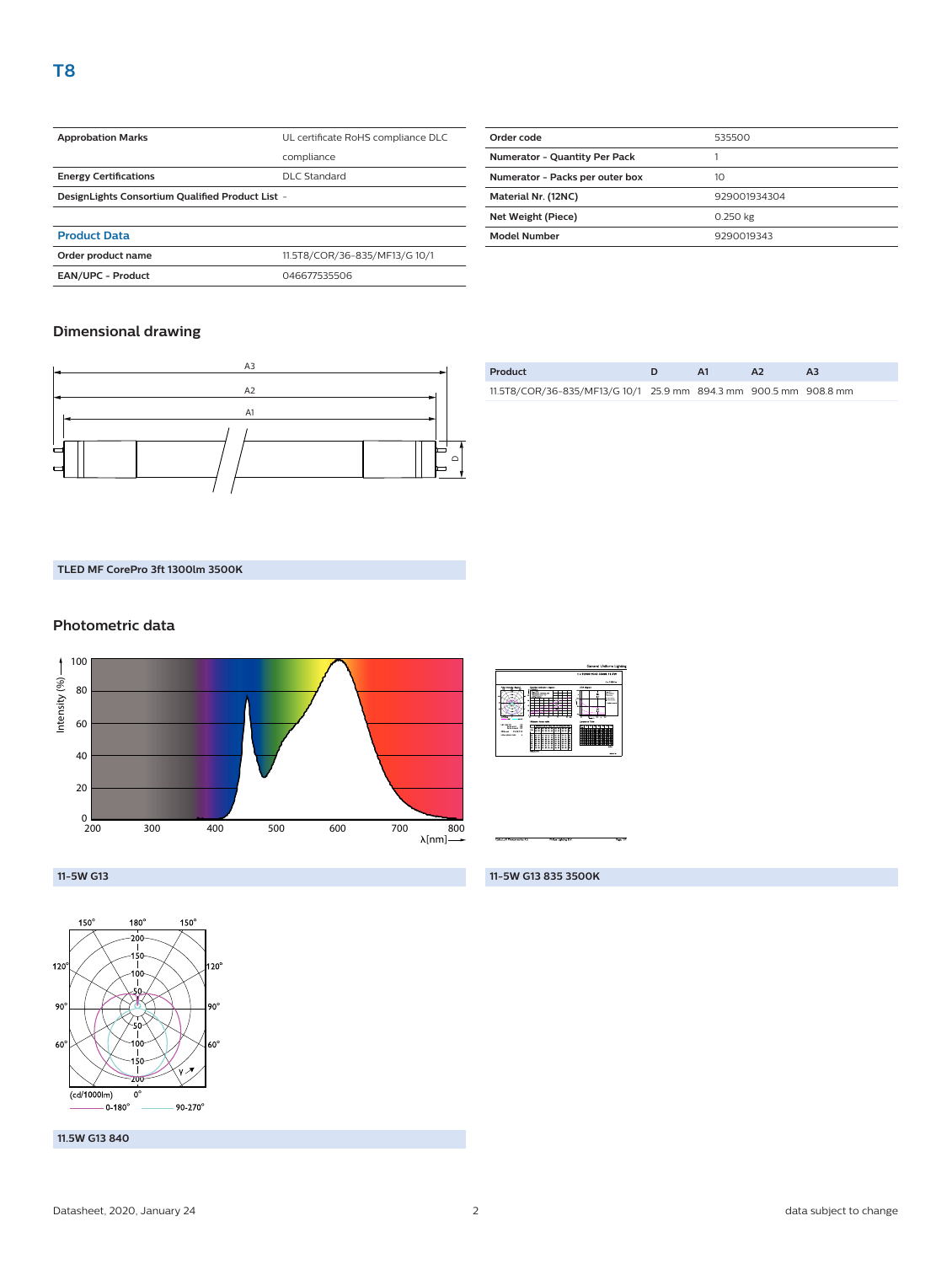# T8

| Approbation Marks | UL certificate RoHS compliance DLC compliance |
|---|---|
| Energy Certifications | DLC Standard |
| DesignLights Consortium Qualified Product List | - |

## Product Data

| Order product name | 11.5T8/COR/36-835/MF13/G 10/1 |
|---|---|
| EAN/UPC - Product | 046677535506 |
| Order code | 535500 |
| Numerator - Quantity Per Pack | 1 |
| Numerator - Packs per outer box | 10 |
| Material Nr. (12NC) | 929001934304 |
| Net Weight (Piece) | 0.250 kg |
| Model Number | 9290019343 |

## Dimensional drawing

| Product | D | A1 | A2 | A3 |
|---|---|---|---|---|
| 11.5T8/COR/36-835/MF13/G 10/1 | 25.9 mm | 894.3 mm | 900.5 mm | 908.8 mm |

TLED MF CorePro 3ft 1300lm 3500K

## Photometric data

11-5W G13

11-5W G13 835 3500K

11.5W G13 840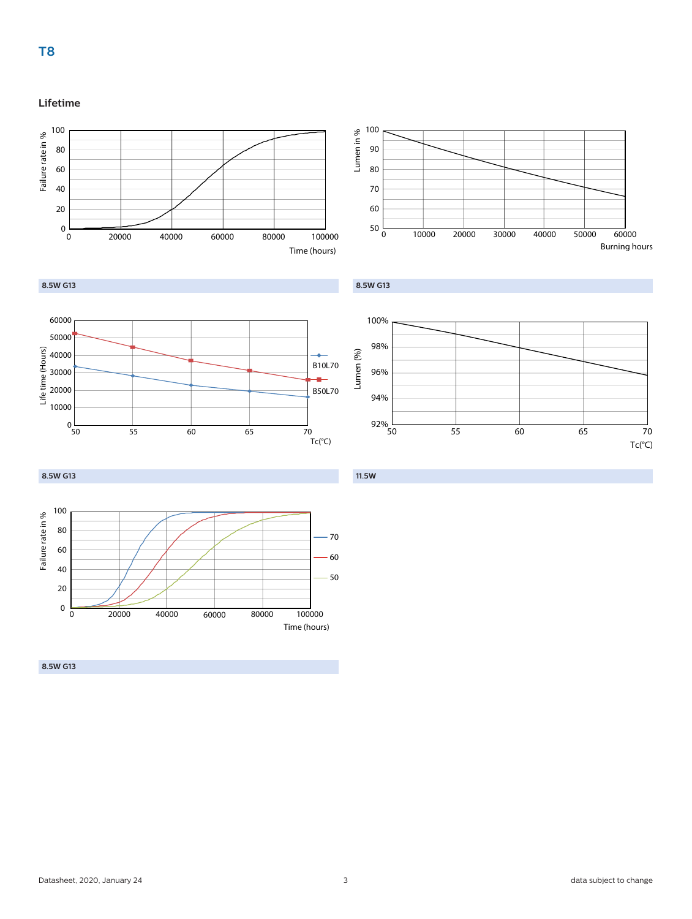## Lifetime

8.5W G13

8.5W G13

8.5W G13

11.5W

8.5W G13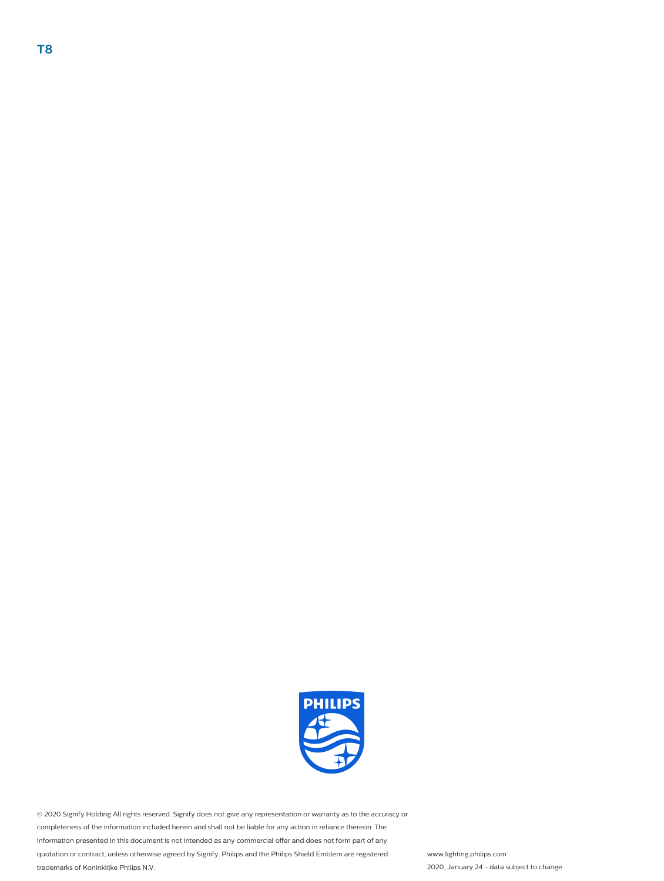© 2020 Signify Holding All rights reserved. Signify does not give any representation or warranty as to the accuracy or completeness of the information included herein and shall not be liable for any action in reliance thereon. The information presented in this document is not intended as any commercial offer and does not form part of any quotation or contract, unless otherwise agreed by Signify. Philips and the Philips Shield Emblem are registered trademarks of Koninklijke Philips N.V.

www.lighting.philips.com

2020, January 24 - data subject to change